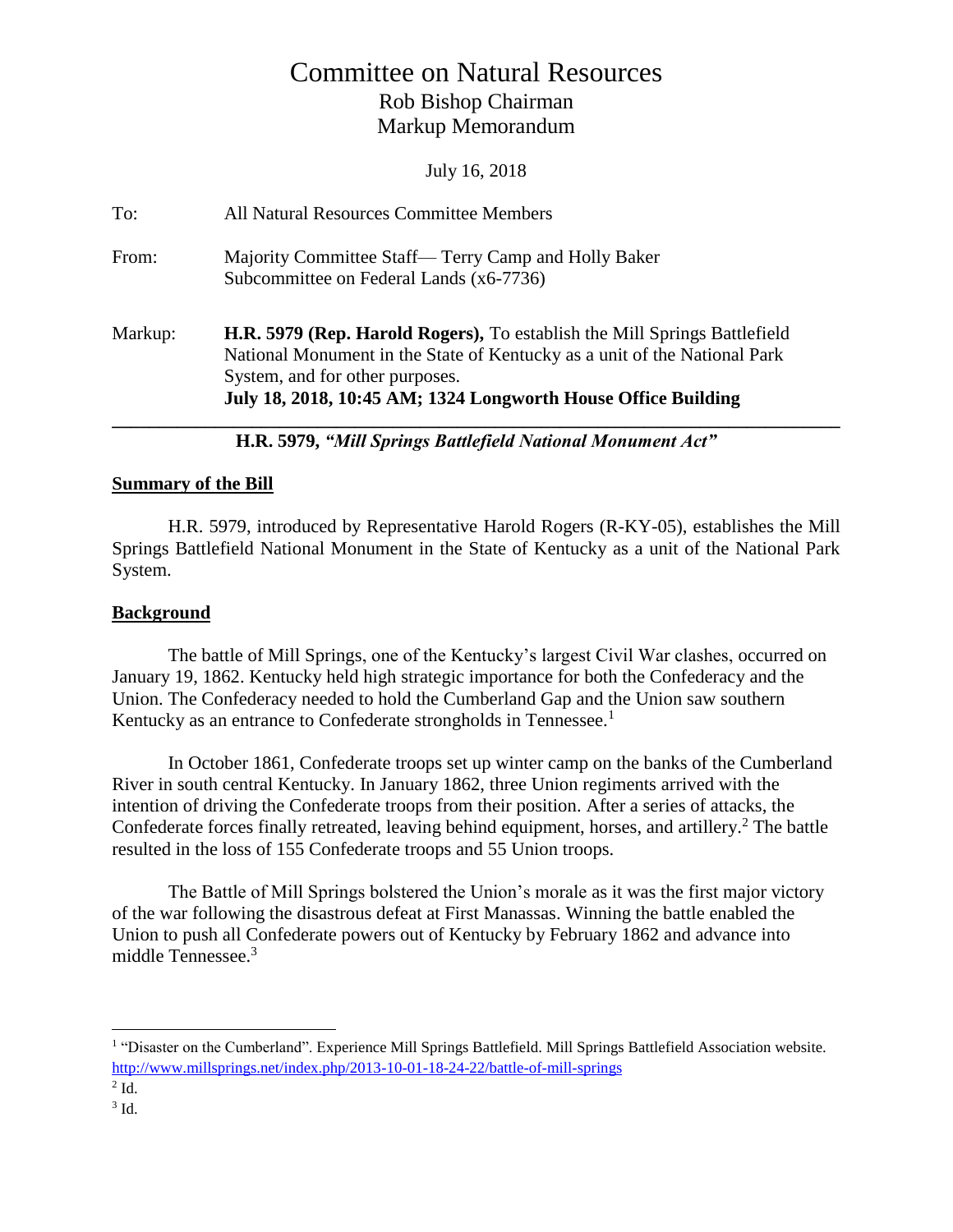# Committee on Natural Resources

## Rob Bishop Chairman
## Markup Memorandum

July 16, 2018

To: All Natural Resources Committee Members

From: Majority Committee Staff— Terry Camp and Holly Baker
Subcommittee on Federal Lands (x6-7736)

Markup: **H.R. 5979 (Rep. Harold Rogers),** To establish the Mill Springs Battlefield National Monument in the State of Kentucky as a unit of the National Park System, and for other purposes.
**July 18, 2018, 10:45 AM; 1324 Longworth House Office Building**

---

**H.R. 5979, *"Mill Springs Battlefield National Monument Act"***

**Summary of the Bill**

H.R. 5979, introduced by Representative Harold Rogers (R-KY-05), establishes the Mill Springs Battlefield National Monument in the State of Kentucky as a unit of the National Park System.

**Background**

The battle of Mill Springs, one of the Kentucky's largest Civil War clashes, occurred on January 19, 1862. Kentucky held high strategic importance for both the Confederacy and the Union. The Confederacy needed to hold the Cumberland Gap and the Union saw southern Kentucky as an entrance to Confederate strongholds in Tennessee.[1]

In October 1861, Confederate troops set up winter camp on the banks of the Cumberland River in south central Kentucky. In January 1862, three Union regiments arrived with the intention of driving the Confederate troops from their position. After a series of attacks, the Confederate forces finally retreated, leaving behind equipment, horses, and artillery.[2] The battle resulted in the loss of 155 Confederate troops and 55 Union troops.

The Battle of Mill Springs bolstered the Union's morale as it was the first major victory of the war following the disastrous defeat at First Manassas. Winning the battle enabled the Union to push all Confederate powers out of Kentucky by February 1862 and advance into middle Tennessee.[3]

---

[1] "Disaster on the Cumberland". Experience Mill Springs Battlefield. Mill Springs Battlefield Association website. http://www.millsprings.net/index.php/2013-10-01-18-24-22/battle-of-mill-springs

[2] Id.

[3] Id.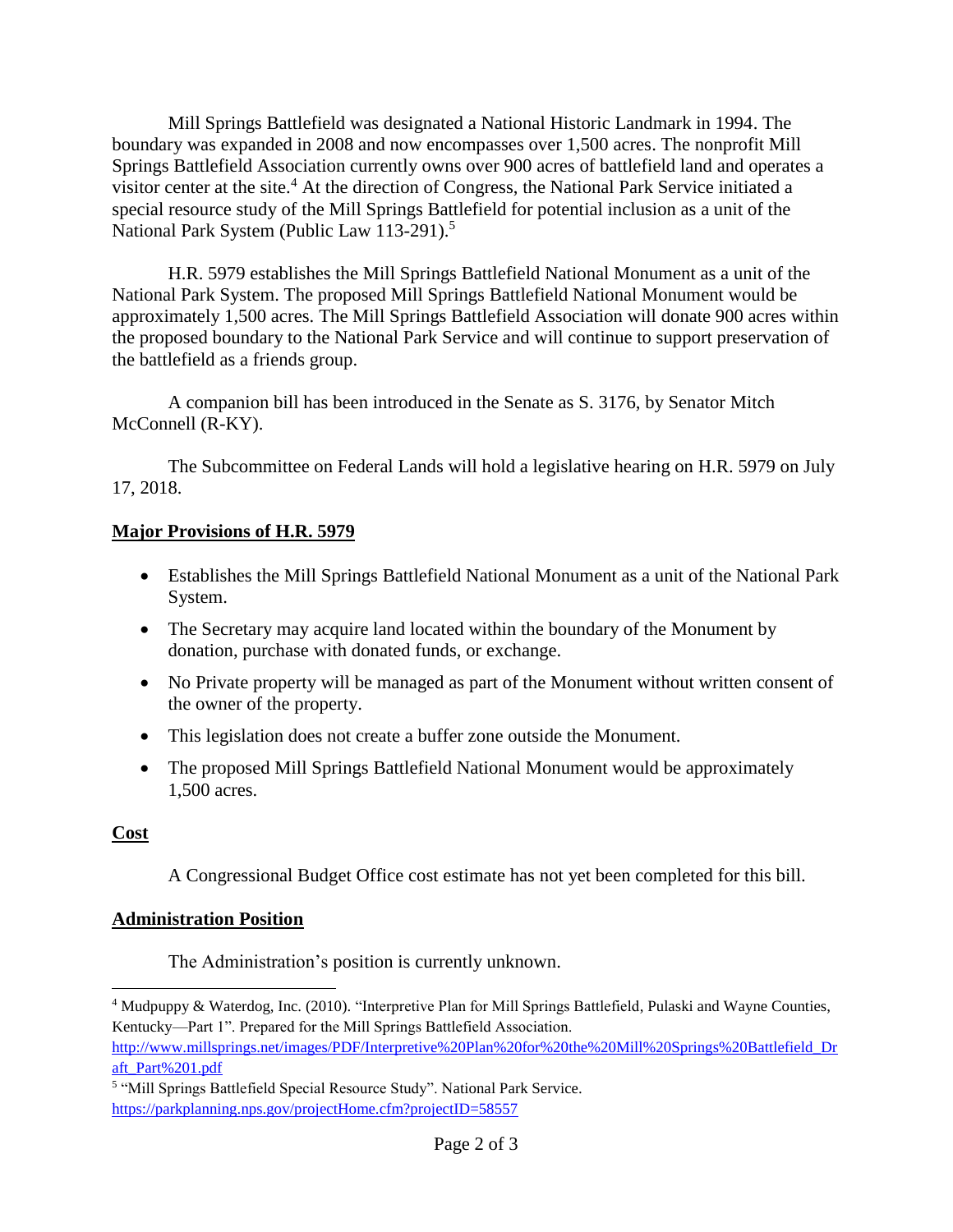Mill Springs Battlefield was designated a National Historic Landmark in 1994. The boundary was expanded in 2008 and now encompasses over 1,500 acres. The nonprofit Mill Springs Battlefield Association currently owns over 900 acres of battlefield land and operates a visitor center at the site.[4] At the direction of Congress, the National Park Service initiated a special resource study of the Mill Springs Battlefield for potential inclusion as a unit of the National Park System (Public Law 113-291).[5]

H.R. 5979 establishes the Mill Springs Battlefield National Monument as a unit of the National Park System. The proposed Mill Springs Battlefield National Monument would be approximately 1,500 acres. The Mill Springs Battlefield Association will donate 900 acres within the proposed boundary to the National Park Service and will continue to support preservation of the battlefield as a friends group.

A companion bill has been introduced in the Senate as S. 3176, by Senator Mitch McConnell (R-KY).

The Subcommittee on Federal Lands will hold a legislative hearing on H.R. 5979 on July 17, 2018.

## Major Provisions of H.R. 5979

- Establishes the Mill Springs Battlefield National Monument as a unit of the National Park System.
- The Secretary may acquire land located within the boundary of the Monument by donation, purchase with donated funds, or exchange.
- No Private property will be managed as part of the Monument without written consent of the owner of the property.
- This legislation does not create a buffer zone outside the Monument.
- The proposed Mill Springs Battlefield National Monument would be approximately 1,500 acres.

## Cost

A Congressional Budget Office cost estimate has not yet been completed for this bill.

## Administration Position

The Administration's position is currently unknown.

---

[4] Mudpuppy & Waterdog, Inc. (2010). "Interpretive Plan for Mill Springs Battlefield, Pulaski and Wayne Counties, Kentucky—Part 1". Prepared for the Mill Springs Battlefield Association. http://www.millsprings.net/images/PDF/Interpretive%20Plan%20for%20the%20Mill%20Springs%20Battlefield_Draft_Part%201.pdf

[5] "Mill Springs Battlefield Special Resource Study". National Park Service. https://parkplanning.nps.gov/projectHome.cfm?projectID=58557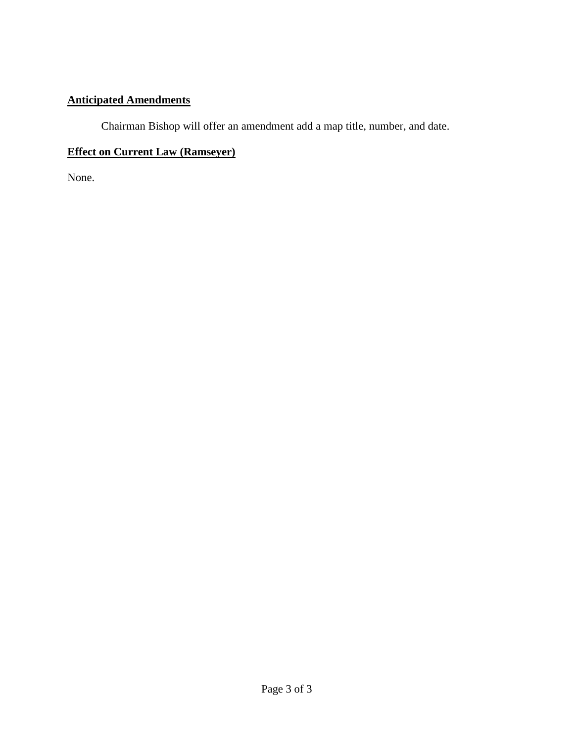**Anticipated Amendments**

Chairman Bishop will offer an amendment add a map title, number, and date.

**Effect on Current Law (Ramseyer)**

None.